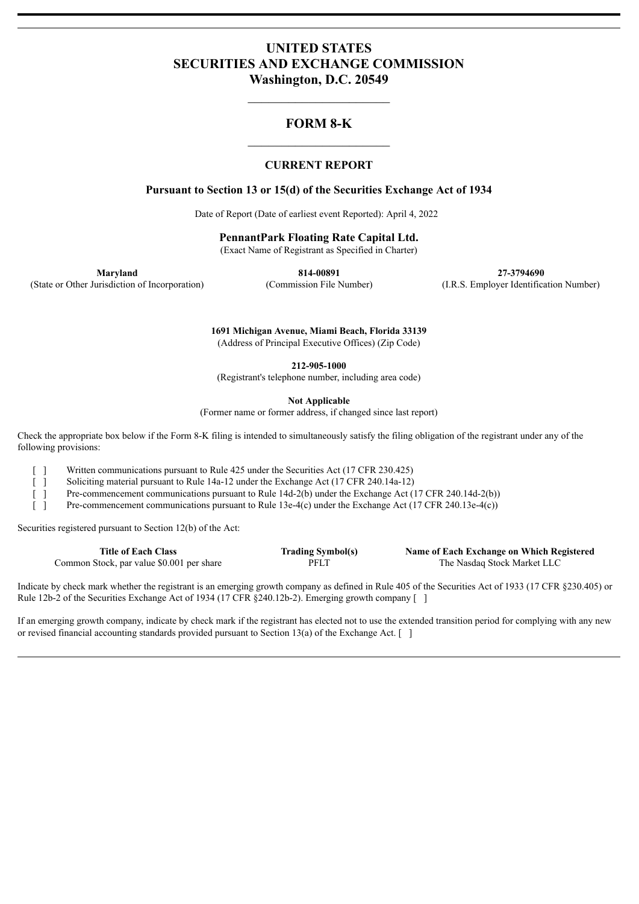# UNITED STATES
# SECURITIES AND EXCHANGE COMMISSION
# Washington, D.C. 20549

---

## FORM 8-K

---

### CURRENT REPORT

**Pursuant to Section 13 or 15(d) of the Securities Exchange Act of 1934**

Date of Report (Date of earliest event Reported): April 4, 2022

**PennantPark Floating Rate Capital Ltd.**
(Exact Name of Registrant as Specified in Charter)

| **Maryland** | **814-00891** | **27-3794690** |
|---|---|---|
| (State or Other Jurisdiction of Incorporation) | (Commission File Number) | (I.R.S. Employer Identification Number) |

**1691 Michigan Avenue, Miami Beach, Florida 33139**
(Address of Principal Executive Offices) (Zip Code)

**212-905-1000**
(Registrant's telephone number, including area code)

**Not Applicable**
(Former name or former address, if changed since last report)

Check the appropriate box below if the Form 8-K filing is intended to simultaneously satisfy the filing obligation of the registrant under any of the following provisions:

[ ] Written communications pursuant to Rule 425 under the Securities Act (17 CFR 230.425)
[ ] Soliciting material pursuant to Rule 14a-12 under the Exchange Act (17 CFR 240.14a-12)
[ ] Pre-commencement communications pursuant to Rule 14d-2(b) under the Exchange Act (17 CFR 240.14d-2(b))
[ ] Pre-commencement communications pursuant to Rule 13e-4(c) under the Exchange Act (17 CFR 240.13e-4(c))

Securities registered pursuant to Section 12(b) of the Act:

| **Title of Each Class** | **Trading Symbol(s)** | **Name of Each Exchange on Which Registered** |
|---|---|---|
| Common Stock, par value $0.001 per share | PFLT | The Nasdaq Stock Market LLC |

Indicate by check mark whether the registrant is an emerging growth company as defined in Rule 405 of the Securities Act of 1933 (17 CFR §230.405) or Rule 12b-2 of the Securities Exchange Act of 1934 (17 CFR §240.12b-2). Emerging growth company [ ]

If an emerging growth company, indicate by check mark if the registrant has elected not to use the extended transition period for complying with any new or revised financial accounting standards provided pursuant to Section 13(a) of the Exchange Act. [ ]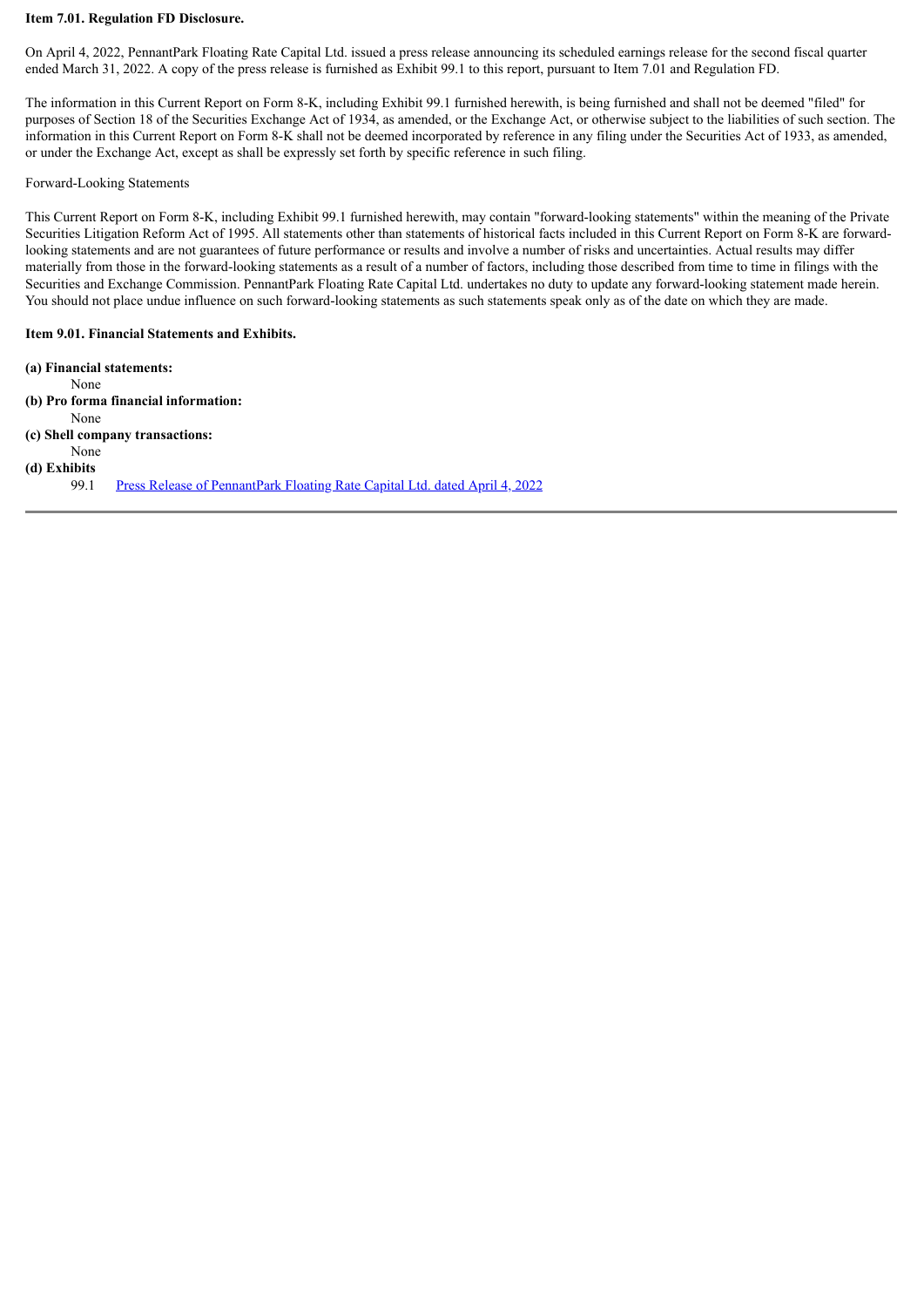**Item 7.01. Regulation FD Disclosure.**

On April 4, 2022, PennantPark Floating Rate Capital Ltd. issued a press release announcing its scheduled earnings release for the second fiscal quarter ended March 31, 2022. A copy of the press release is furnished as Exhibit 99.1 to this report, pursuant to Item 7.01 and Regulation FD.

The information in this Current Report on Form 8-K, including Exhibit 99.1 furnished herewith, is being furnished and shall not be deemed "filed" for purposes of Section 18 of the Securities Exchange Act of 1934, as amended, or the Exchange Act, or otherwise subject to the liabilities of such section. The information in this Current Report on Form 8-K shall not be deemed incorporated by reference in any filing under the Securities Act of 1933, as amended, or under the Exchange Act, except as shall be expressly set forth by specific reference in such filing.

Forward-Looking Statements

This Current Report on Form 8-K, including Exhibit 99.1 furnished herewith, may contain "forward-looking statements" within the meaning of the Private Securities Litigation Reform Act of 1995. All statements other than statements of historical facts included in this Current Report on Form 8-K are forward-looking statements and are not guarantees of future performance or results and involve a number of risks and uncertainties. Actual results may differ materially from those in the forward-looking statements as a result of a number of factors, including those described from time to time in filings with the Securities and Exchange Commission. PennantPark Floating Rate Capital Ltd. undertakes no duty to update any forward-looking statement made herein. You should not place undue influence on such forward-looking statements as such statements speak only as of the date on which they are made.

**Item 9.01. Financial Statements and Exhibits.**

**(a) Financial statements:**
None

**(b) Pro forma financial information:**
None

**(c) Shell company transactions:**
None

**(d) Exhibits**

99.1 Press Release of PennantPark Floating Rate Capital Ltd. dated April 4, 2022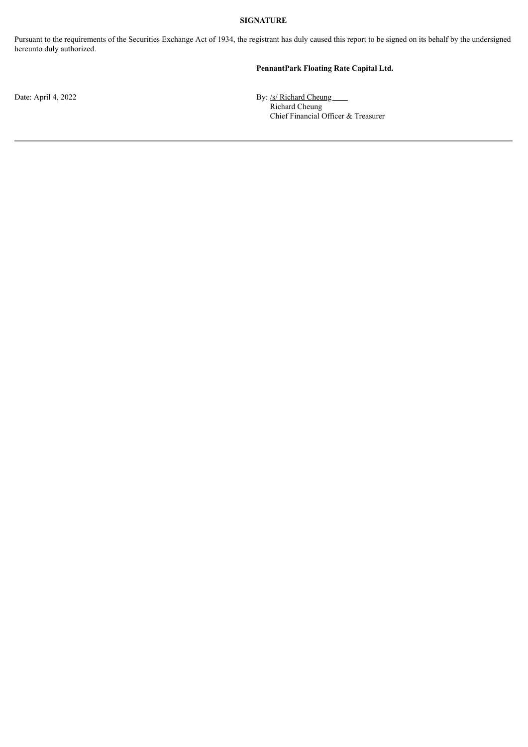**SIGNATURE**

Pursuant to the requirements of the Securities Exchange Act of 1934, the registrant has duly caused this report to be signed on its behalf by the undersigned hereunto duly authorized.

**PennantPark Floating Rate Capital Ltd.**

Date: April 4, 2022

By: /s/ Richard Cheung
Richard Cheung
Chief Financial Officer & Treasurer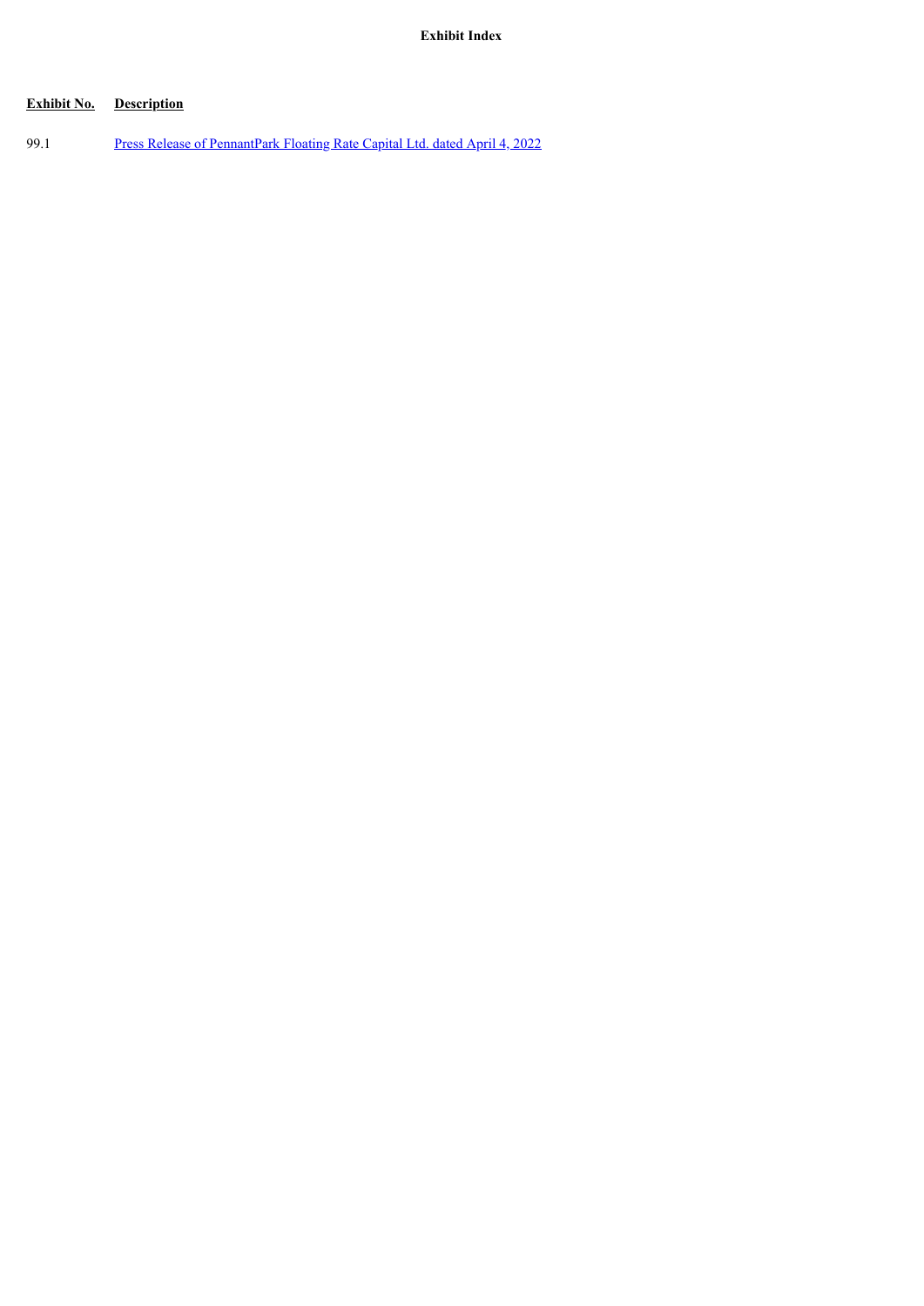**Exhibit Index**

| Exhibit No. | Description |
| --- | --- |
| 99.1 | Press Release of PennantPark Floating Rate Capital Ltd. dated April 4, 2022 |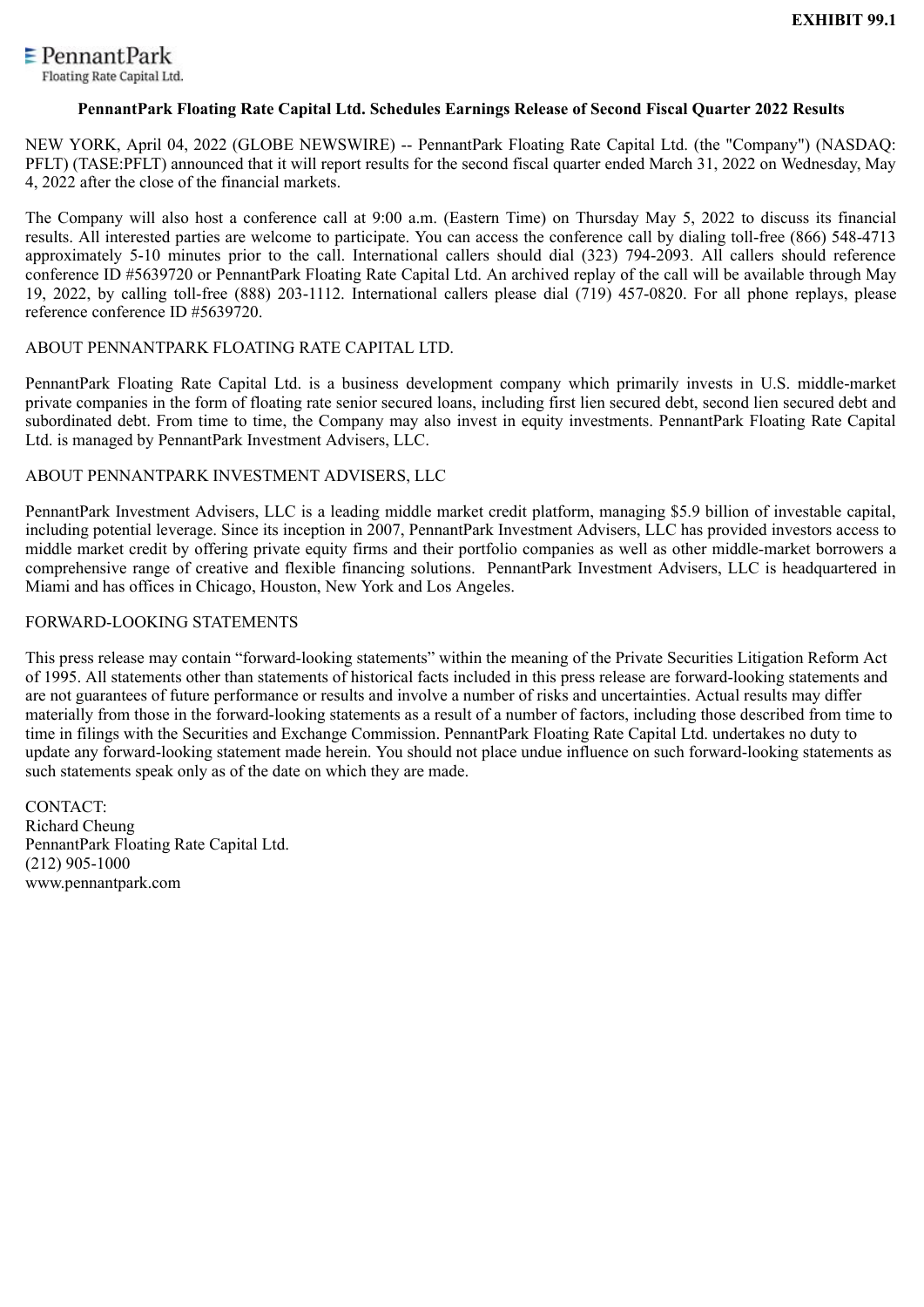**EXHIBIT 99.1**

PennantPark
Floating Rate Capital Ltd.

**PennantPark Floating Rate Capital Ltd. Schedules Earnings Release of Second Fiscal Quarter 2022 Results**

NEW YORK, April 04, 2022 (GLOBE NEWSWIRE) -- PennantPark Floating Rate Capital Ltd. (the "Company") (NASDAQ: PFLT) (TASE:PFLT) announced that it will report results for the second fiscal quarter ended March 31, 2022 on Wednesday, May 4, 2022 after the close of the financial markets.

The Company will also host a conference call at 9:00 a.m. (Eastern Time) on Thursday May 5, 2022 to discuss its financial results. All interested parties are welcome to participate. You can access the conference call by dialing toll-free (866) 548-4713 approximately 5-10 minutes prior to the call. International callers should dial (323) 794-2093. All callers should reference conference ID #5639720 or PennantPark Floating Rate Capital Ltd. An archived replay of the call will be available through May 19, 2022, by calling toll-free (888) 203-1112. International callers please dial (719) 457-0820. For all phone replays, please reference conference ID #5639720.

ABOUT PENNANTPARK FLOATING RATE CAPITAL LTD.

PennantPark Floating Rate Capital Ltd. is a business development company which primarily invests in U.S. middle-market private companies in the form of floating rate senior secured loans, including first lien secured debt, second lien secured debt and subordinated debt. From time to time, the Company may also invest in equity investments. PennantPark Floating Rate Capital Ltd. is managed by PennantPark Investment Advisers, LLC.

ABOUT PENNANTPARK INVESTMENT ADVISERS, LLC

PennantPark Investment Advisers, LLC is a leading middle market credit platform, managing $5.9 billion of investable capital, including potential leverage. Since its inception in 2007, PennantPark Investment Advisers, LLC has provided investors access to middle market credit by offering private equity firms and their portfolio companies as well as other middle-market borrowers a comprehensive range of creative and flexible financing solutions. PennantPark Investment Advisers, LLC is headquartered in Miami and has offices in Chicago, Houston, New York and Los Angeles.

FORWARD-LOOKING STATEMENTS

This press release may contain "forward-looking statements" within the meaning of the Private Securities Litigation Reform Act of 1995. All statements other than statements of historical facts included in this press release are forward-looking statements and are not guarantees of future performance or results and involve a number of risks and uncertainties. Actual results may differ materially from those in the forward-looking statements as a result of a number of factors, including those described from time to time in filings with the Securities and Exchange Commission. PennantPark Floating Rate Capital Ltd. undertakes no duty to update any forward-looking statement made herein. You should not place undue influence on such forward-looking statements as such statements speak only as of the date on which they are made.

CONTACT:
Richard Cheung
PennantPark Floating Rate Capital Ltd.
(212) 905-1000
www.pennantpark.com